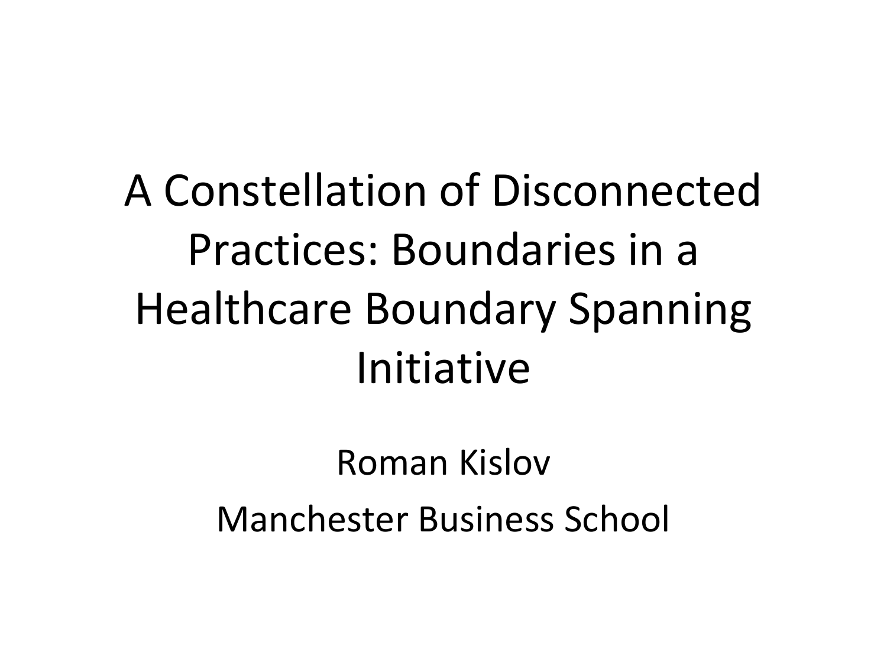# A Constellation of Disconnected Practices: Boundaries in a Healthcare Boundary Spanning Initiative

Roman Kislov

Manchester Business School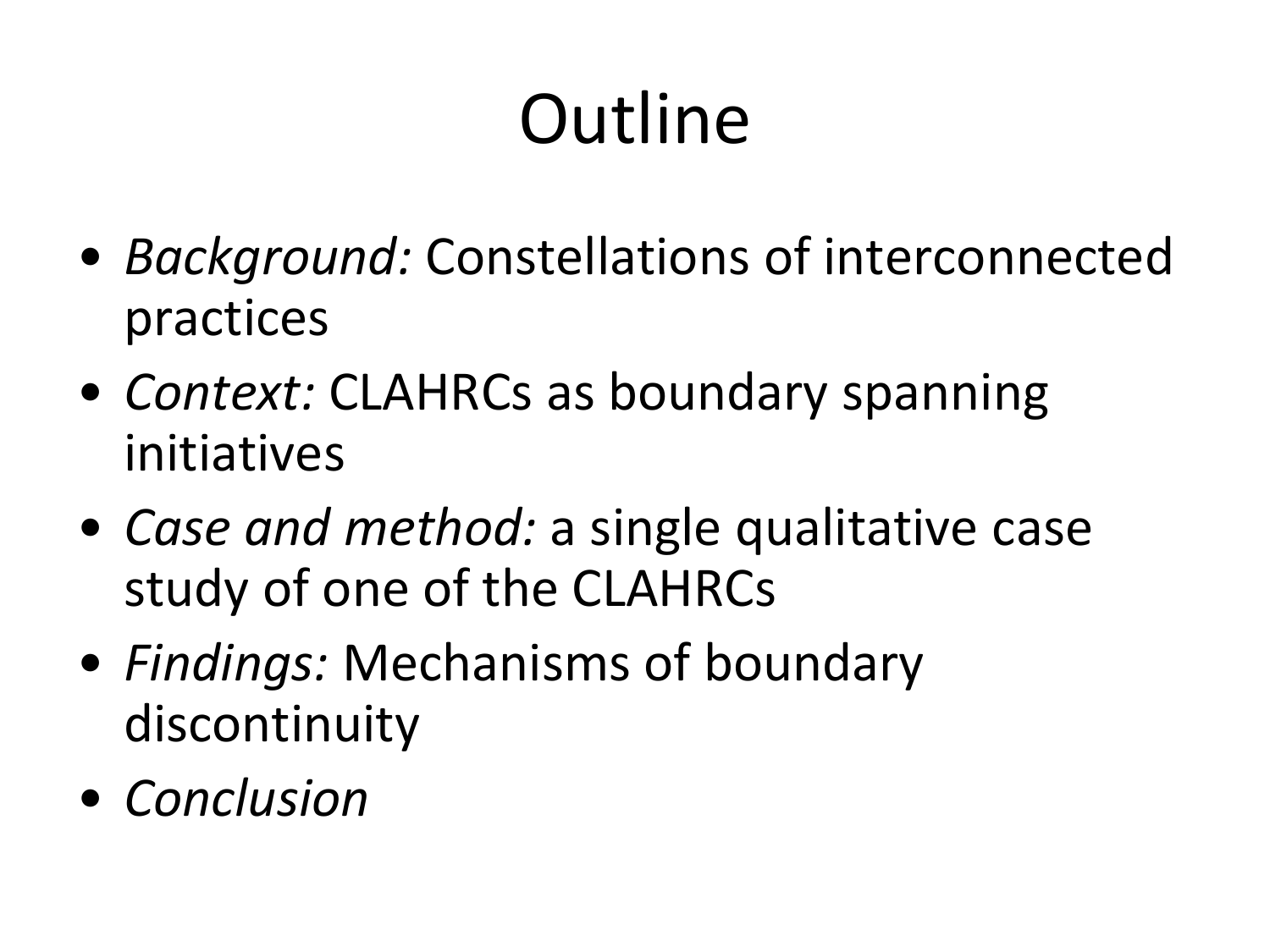# Outline

- *Background:* Constellations of interconnected practices
- *Context:* CLAHRCs as boundary spanning initiatives
- *Case and method:* a single qualitative case study of one of the CLAHRCs
- *Findings:* Mechanisms of boundary discontinuity
- *Conclusion*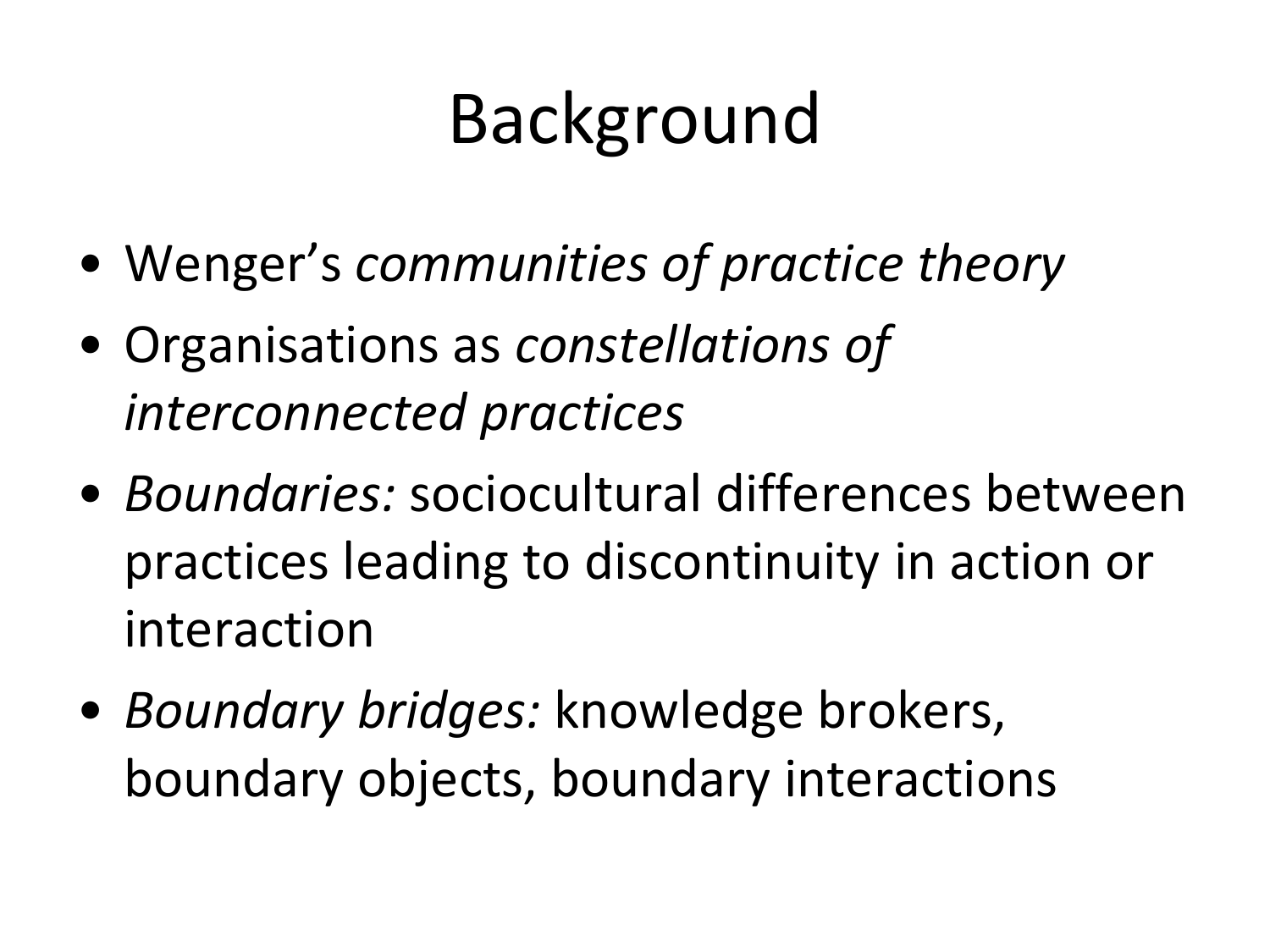# Background

- Wenger's *communities of practice theory*
- Organisations as *constellations of interconnected practices*
- *Boundaries:* sociocultural differences between practices leading to discontinuity in action or interaction
- *Boundary bridges:* knowledge brokers, boundary objects, boundary interactions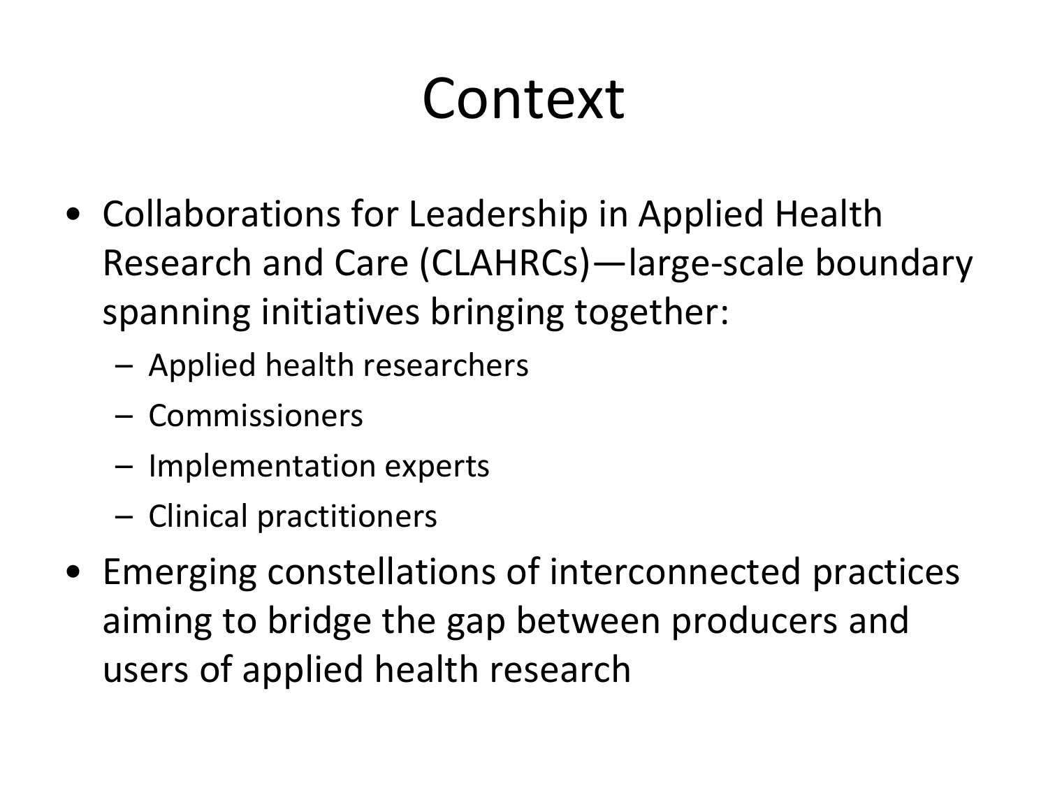# Context

- Collaborations for Leadership in Applied Health Research and Care (CLAHRCs)—large-scale boundary spanning initiatives bringing together:
  - Applied health researchers
  - Commissioners
  - Implementation experts
  - Clinical practitioners
- Emerging constellations of interconnected practices aiming to bridge the gap between producers and users of applied health research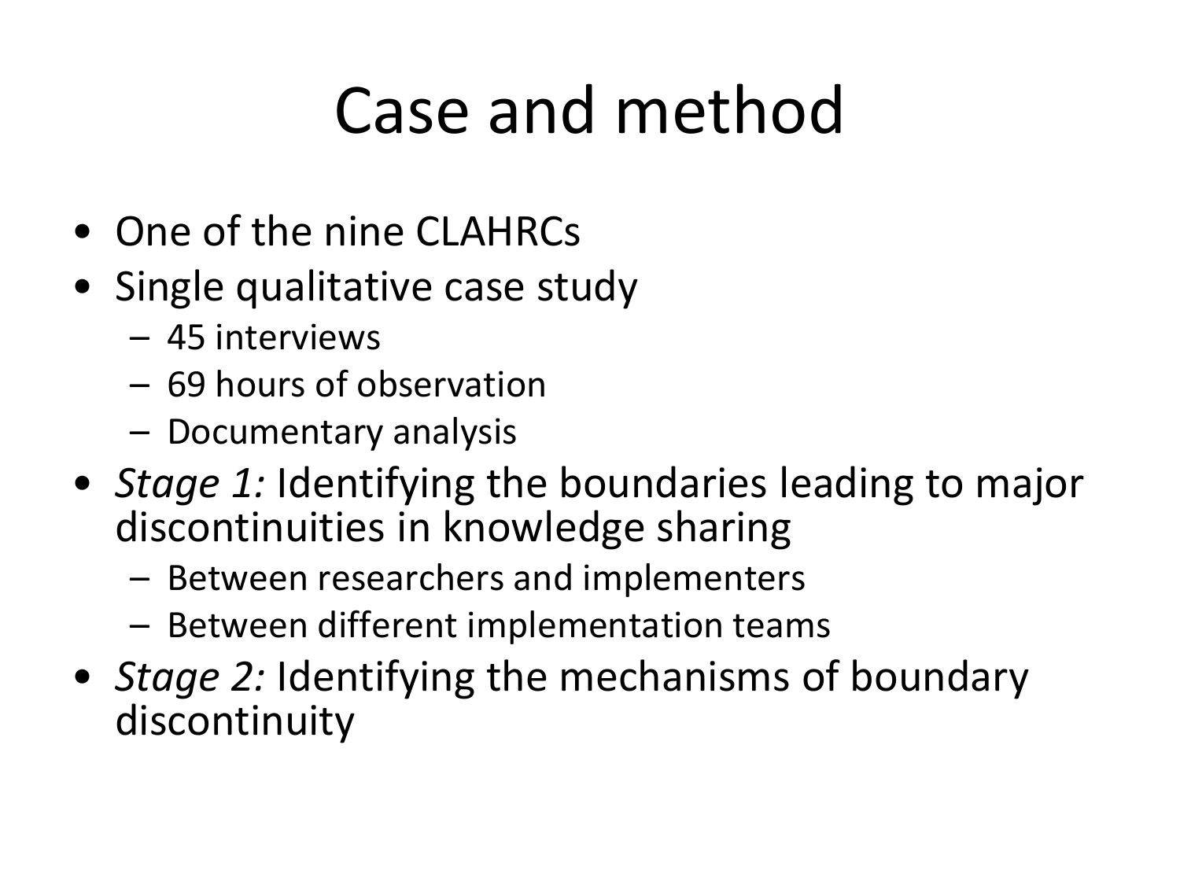# Case and method

- One of the nine CLAHRCs
- Single qualitative case study
  - 45 interviews
  - 69 hours of observation
  - Documentary analysis
- *Stage 1:* Identifying the boundaries leading to major discontinuities in knowledge sharing
  - Between researchers and implementers
  - Between different implementation teams
- *Stage 2:* Identifying the mechanisms of boundary discontinuity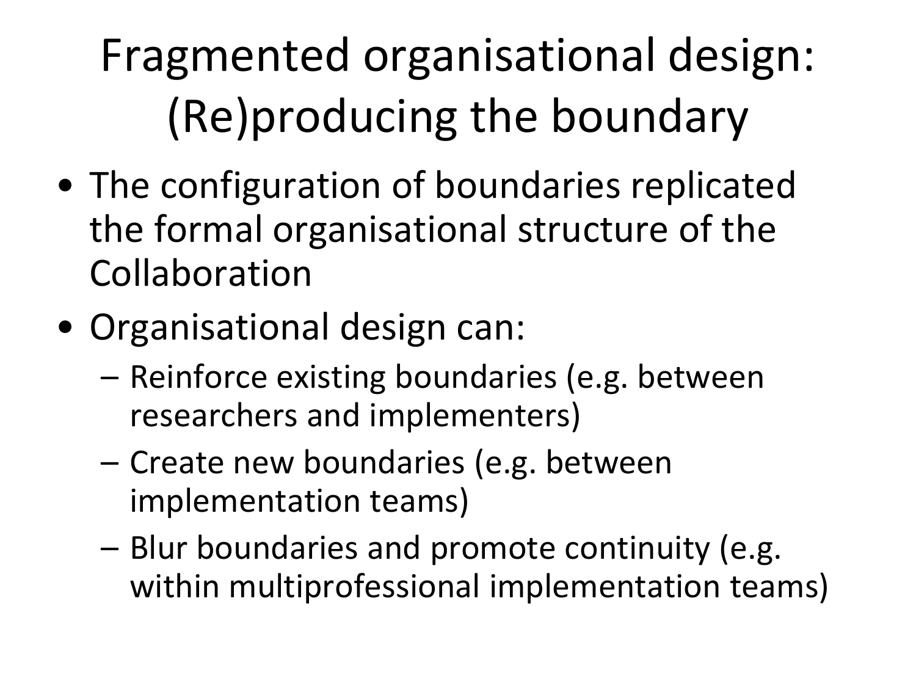# Fragmented organisational design: (Re)producing the boundary

- The configuration of boundaries replicated the formal organisational structure of the Collaboration
- Organisational design can:
  - Reinforce existing boundaries (e.g. between researchers and implementers)
  - Create new boundaries (e.g. between implementation teams)
  - Blur boundaries and promote continuity (e.g. within multiprofessional implementation teams)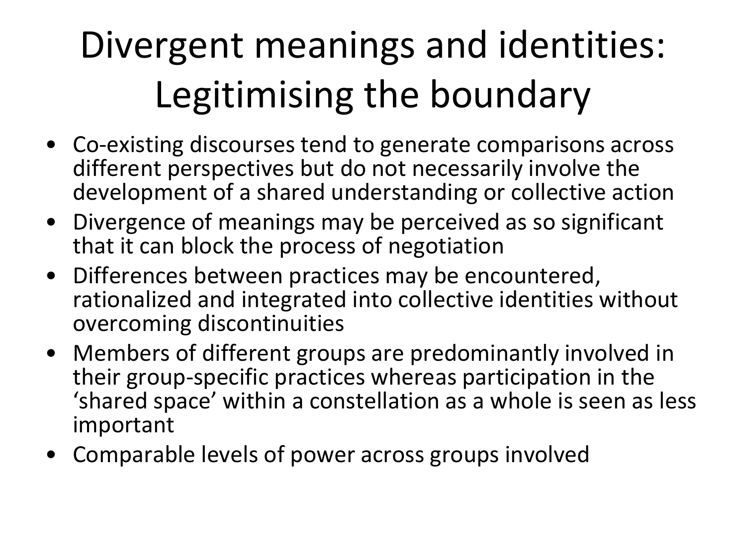# Divergent meanings and identities: Legitimising the boundary

- Co-existing discourses tend to generate comparisons across different perspectives but do not necessarily involve the development of a shared understanding or collective action
- Divergence of meanings may be perceived as so significant that it can block the process of negotiation
- Differences between practices may be encountered, rationalized and integrated into collective identities without overcoming discontinuities
- Members of different groups are predominantly involved in their group-specific practices whereas participation in the 'shared space' within a constellation as a whole is seen as less important
- Comparable levels of power across groups involved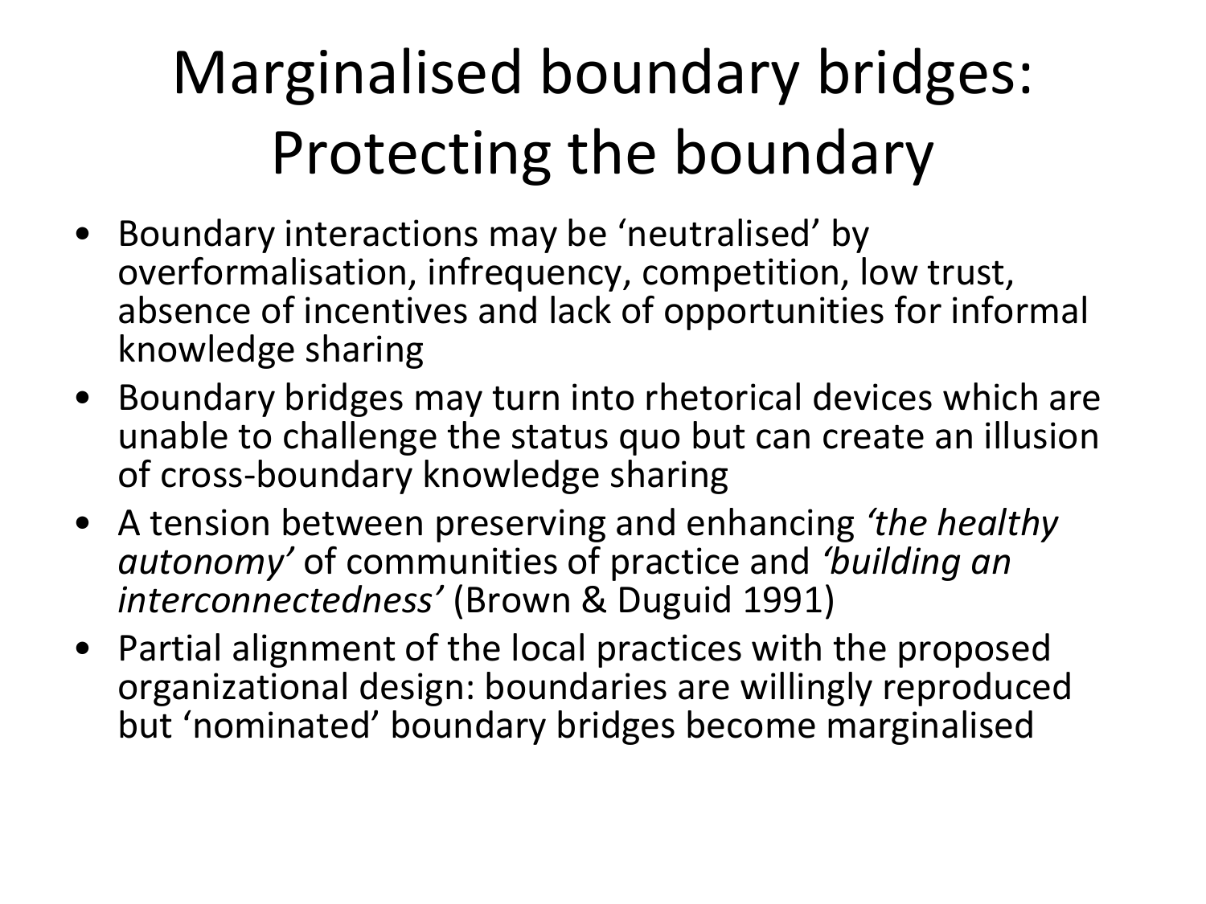# Marginalised boundary bridges: Protecting the boundary

- Boundary interactions may be 'neutralised' by overformalisation, infrequency, competition, low trust, absence of incentives and lack of opportunities for informal knowledge sharing
- Boundary bridges may turn into rhetorical devices which are unable to challenge the status quo but can create an illusion of cross-boundary knowledge sharing
- A tension between preserving and enhancing *'the healthy autonomy'* of communities of practice and *'building an interconnectedness'* (Brown & Duguid 1991)
- Partial alignment of the local practices with the proposed organizational design: boundaries are willingly reproduced but 'nominated' boundary bridges become marginalised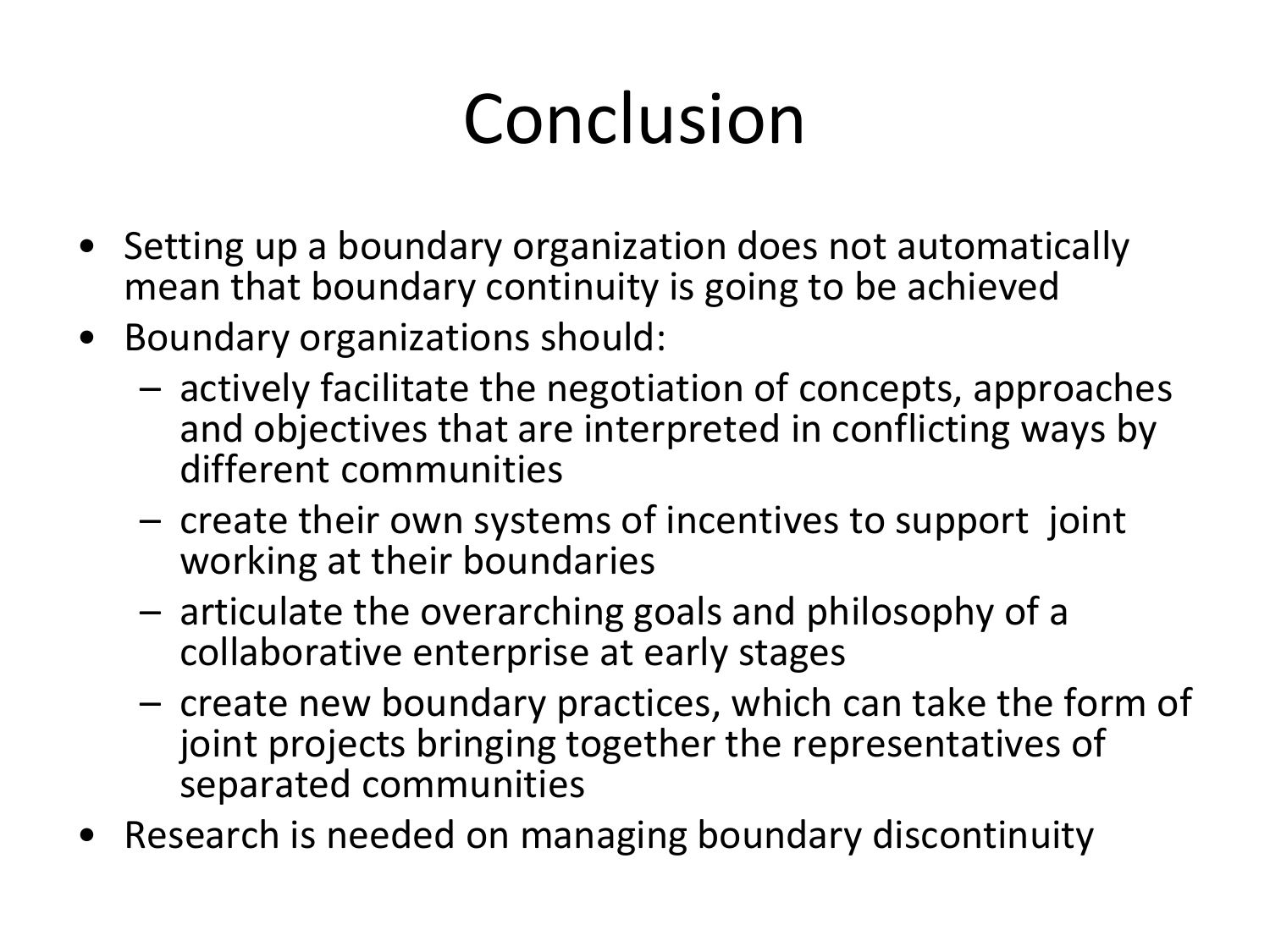# Conclusion

- Setting up a boundary organization does not automatically mean that boundary continuity is going to be achieved
- Boundary organizations should:
  - actively facilitate the negotiation of concepts, approaches and objectives that are interpreted in conflicting ways by different communities
  - create their own systems of incentives to support joint working at their boundaries
  - articulate the overarching goals and philosophy of a collaborative enterprise at early stages
  - create new boundary practices, which can take the form of joint projects bringing together the representatives of separated communities
- Research is needed on managing boundary discontinuity